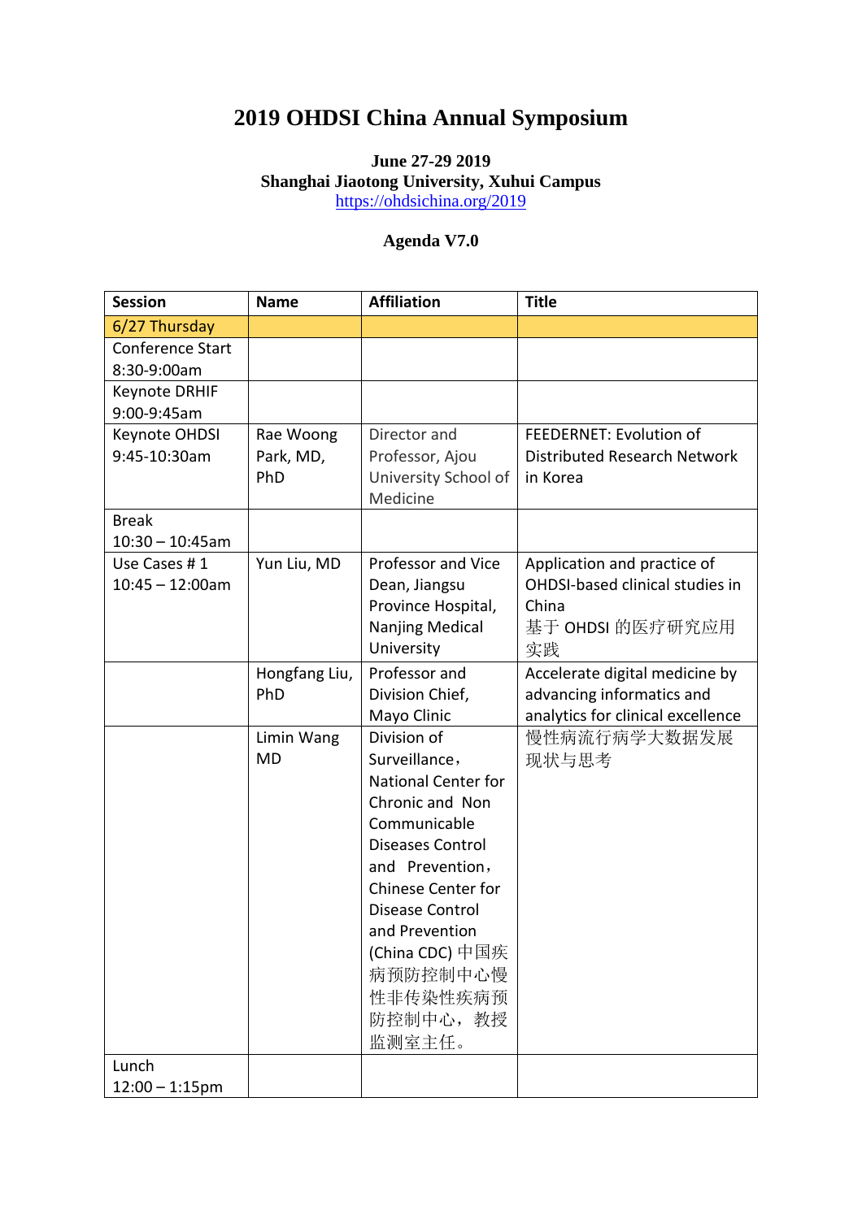# 2019 OHDSI China Annual Symposium

**June 27-29 2019**
**Shanghai Jiaotong University, Xuhui Campus**
https://ohdsichina.org/2019

**Agenda V7.0**

| Session | Name | Affiliation | Title |
|---|---|---|---|
| 6/27 Thursday | | | |
| Conference Start 8:30-9:00am | | | |
| Keynote DRHIF 9:00-9:45am | | | |
| Keynote OHDSI 9:45-10:30am | Rae Woong Park, MD, PhD | Director and Professor, Ajou University School of Medicine | FEEDERNET: Evolution of Distributed Research Network in Korea |
| Break 10:30 – 10:45am | | | |
| Use Cases # 1 10:45 – 12:00am | Yun Liu, MD | Professor and Vice Dean, Jiangsu Province Hospital, Nanjing Medical University | Application and practice of OHDSI-based clinical studies in China 基于 OHDSI 的医疗研究应用实践 |
| | Hongfang Liu, PhD | Professor and Division Chief, Mayo Clinic | Accelerate digital medicine by advancing informatics and analytics for clinical excellence |
| | Limin Wang MD | Division of Surveillance，National Center for Chronic and Non Communicable Diseases Control and Prevention，Chinese Center for Disease Control and Prevention (China CDC) 中国疾病预防控制中心慢性非传染性疾病预防控制中心，教授监测室主任。 | 慢性病流行病学大数据发展现状与思考 |
| Lunch 12:00 – 1:15pm | | | |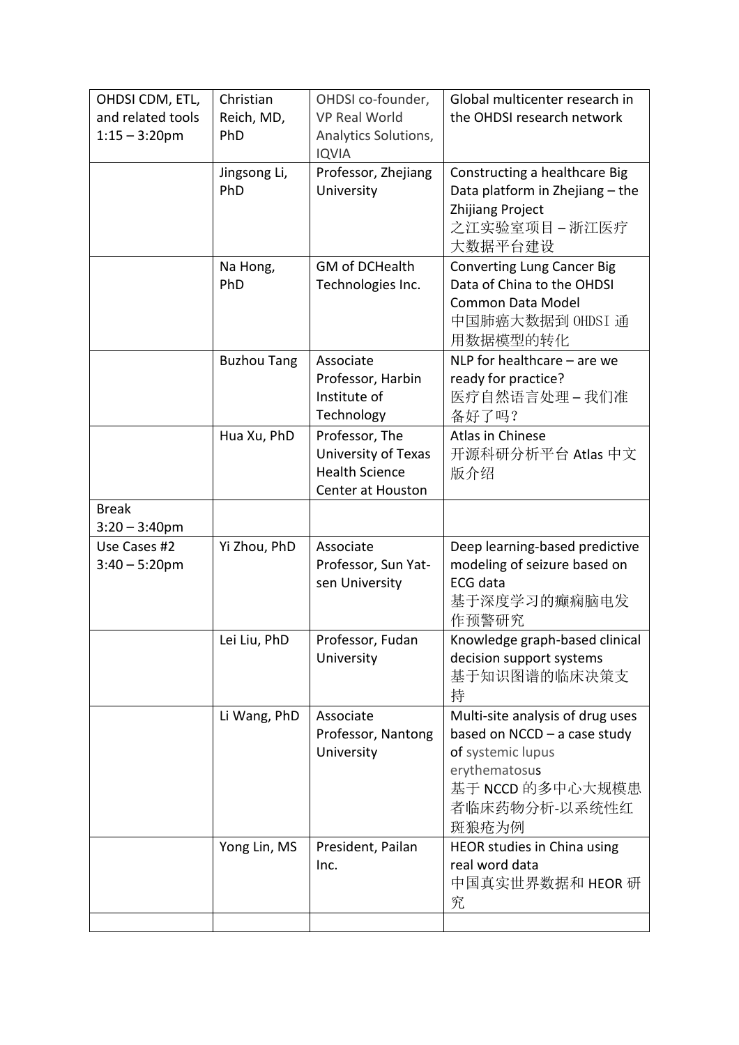| | | | |
|---|---|---|---|
| OHDSI CDM, ETL, and related tools 1:15 – 3:20pm | Christian Reich, MD, PhD | OHDSI co-founder, VP Real World Analytics Solutions, IQVIA | Global multicenter research in the OHDSI research network |
| | Jingsong Li, PhD | Professor, Zhejiang University | Constructing a healthcare Big Data platform in Zhejiang – the Zhijiang Project 之江实验室项目 – 浙江医疗大数据平台建设 |
| | Na Hong, PhD | GM of DCHealth Technologies Inc. | Converting Lung Cancer Big Data of China to the OHDSI Common Data Model 中国肺癌大数据到 OHDSI 通用数据模型的转化 |
| | Buzhou Tang | Associate Professor, Harbin Institute of Technology | NLP for healthcare – are we ready for practice? 医疗自然语言处理 – 我们准备好了吗？ |
| | Hua Xu, PhD | Professor, The University of Texas Health Science Center at Houston | Atlas in Chinese 开源科研分析平台 Atlas 中文版介绍 |
| Break 3:20 – 3:40pm | | | |
| Use Cases #2 3:40 – 5:20pm | Yi Zhou, PhD | Associate Professor, Sun Yat-sen University | Deep learning-based predictive modeling of seizure based on ECG data 基于深度学习的癫痫脑电发作预警研究 |
| | Lei Liu, PhD | Professor, Fudan University | Knowledge graph-based clinical decision support systems 基于知识图谱的临床决策支持 |
| | Li Wang, PhD | Associate Professor, Nantong University | Multi-site analysis of drug uses based on NCCD – a case study of systemic lupus erythematosus 基于 NCCD 的多中心大规模患者临床药物分析-以系统性红斑狼疮为例 |
| | Yong Lin, MS | President, Pailan Inc. | HEOR studies in China using real word data 中国真实世界数据和 HEOR 研究 |
| | | | |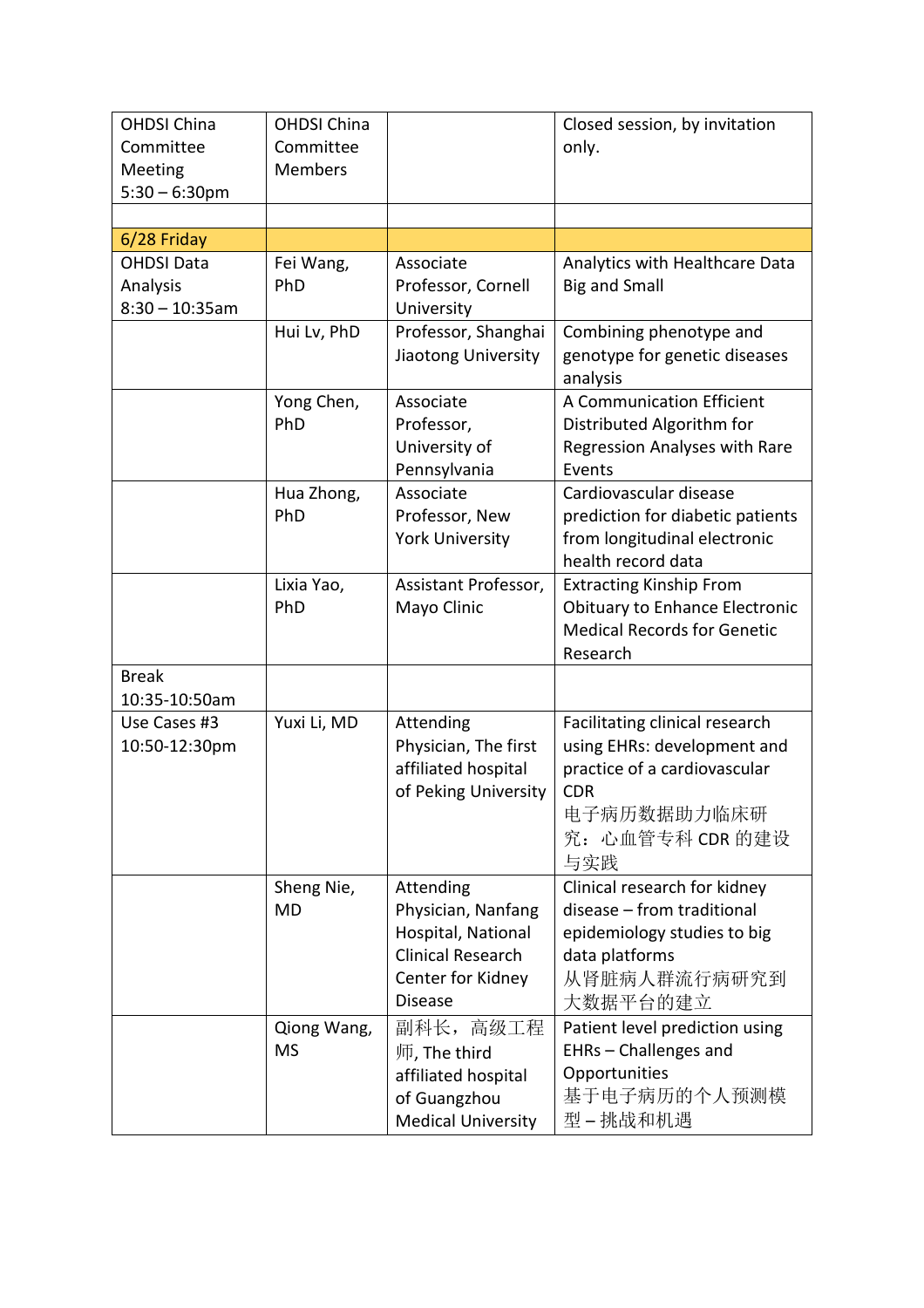| OHDSI China Committee Meeting 5:30 – 6:30pm | OHDSI China Committee Members | | Closed session, by invitation only. |
|---|---|---|---|
| | | | |
| 6/28 Friday | | | |
| OHDSI Data Analysis 8:30 – 10:35am | Fei Wang, PhD | Associate Professor, Cornell University | Analytics with Healthcare Data Big and Small |
| | Hui Lv, PhD | Professor, Shanghai Jiaotong University | Combining phenotype and genotype for genetic diseases analysis |
| | Yong Chen, PhD | Associate Professor, University of Pennsylvania | A Communication Efficient Distributed Algorithm for Regression Analyses with Rare Events |
| | Hua Zhong, PhD | Associate Professor, New York University | Cardiovascular disease prediction for diabetic patients from longitudinal electronic health record data |
| | Lixia Yao, PhD | Assistant Professor, Mayo Clinic | Extracting Kinship From Obituary to Enhance Electronic Medical Records for Genetic Research |
| Break 10:35-10:50am | | | |
| Use Cases #3 10:50-12:30pm | Yuxi Li, MD | Attending Physician, The first affiliated hospital of Peking University | Facilitating clinical research using EHRs: development and practice of a cardiovascular CDR 电子病历数据助力临床研究：心血管专科 CDR 的建设与实践 |
| | Sheng Nie, MD | Attending Physician, Nanfang Hospital, National Clinical Research Center for Kidney Disease | Clinical research for kidney disease – from traditional epidemiology studies to big data platforms 从肾脏病人群流行病研究到大数据平台的建立 |
| | Qiong Wang, MS | 副科长，高级工程师, The third affiliated hospital of Guangzhou Medical University | Patient level prediction using EHRs – Challenges and Opportunities 基于电子病历的个人预测模型 – 挑战和机遇 |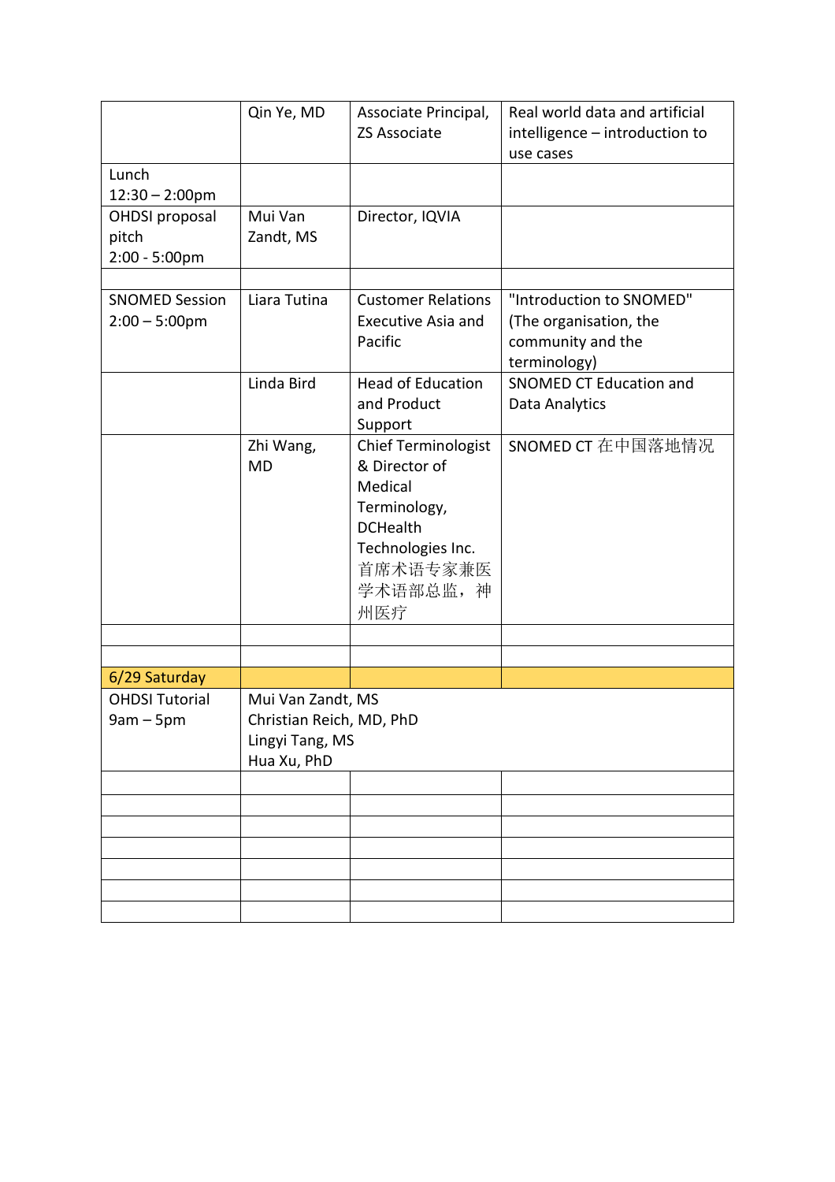| | | | |
|---|---|---|---|
| | Qin Ye, MD | Associate Principal, ZS Associate | Real world data and artificial intelligence – introduction to use cases |
| Lunch 12:30 – 2:00pm | | | |
| OHDSI proposal pitch 2:00 - 5:00pm | Mui Van Zandt, MS | Director, IQVIA | |
| | | | |
| SNOMED Session 2:00 – 5:00pm | Liara Tutina | Customer Relations Executive Asia and Pacific | "Introduction to SNOMED" (The organisation, the community and the terminology) |
| | Linda Bird | Head of Education and Product Support | SNOMED CT Education and Data Analytics |
| | Zhi Wang, MD | Chief Terminologist & Director of Medical Terminology, DCHealth Technologies Inc. 首席术语专家兼医学术语部总监，神州医疗 | SNOMED CT 在中国落地情况 |
| | | | |
| | | | |
| 6/29 Saturday | | | |
| OHDSI Tutorial 9am – 5pm | Mui Van Zandt, MS<br>Christian Reich, MD, PhD<br>Lingyi Tang, MS<br>Hua Xu, PhD | | |
| | | | |
| | | | |
| | | | |
| | | | |
| | | | |
| | | | |
| | | | |